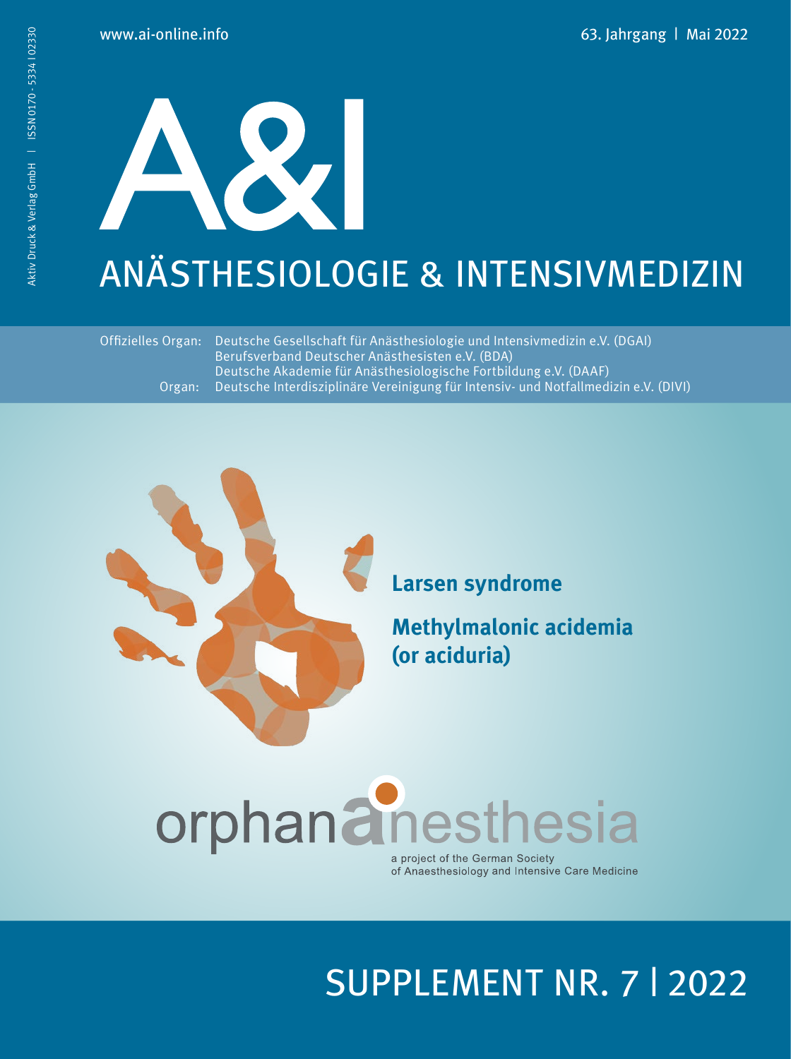www.ai-online.info

63. Jahrgang | Mai 2022

Aktiv Druck & Verlag GmbH | ISSN 0170 - 5334 | 02330

# A&I

## ANÄSTHESIOLOGIE & INTENSIVMEDIZIN

Offizielles Organ: Deutsche Gesellschaft für Anästhesiologie und Intensivmedizin e.V. (DGAI)
Berufsverband Deutscher Anästhesisten e.V. (BDA)
Deutsche Akademie für Anästhesiologische Fortbildung e.V. (DAAF)
Organ: Deutsche Interdisziplinäre Vereinigung für Intensiv- und Notfallmedizin e.V. (DIVI)

**Larsen syndrome**

**Methylmalonic acidemia (or aciduria)**

orphananesthesia

a project of the German Society of Anaesthesiology and Intensive Care Medicine

SUPPLEMENT NR. 7 | 2022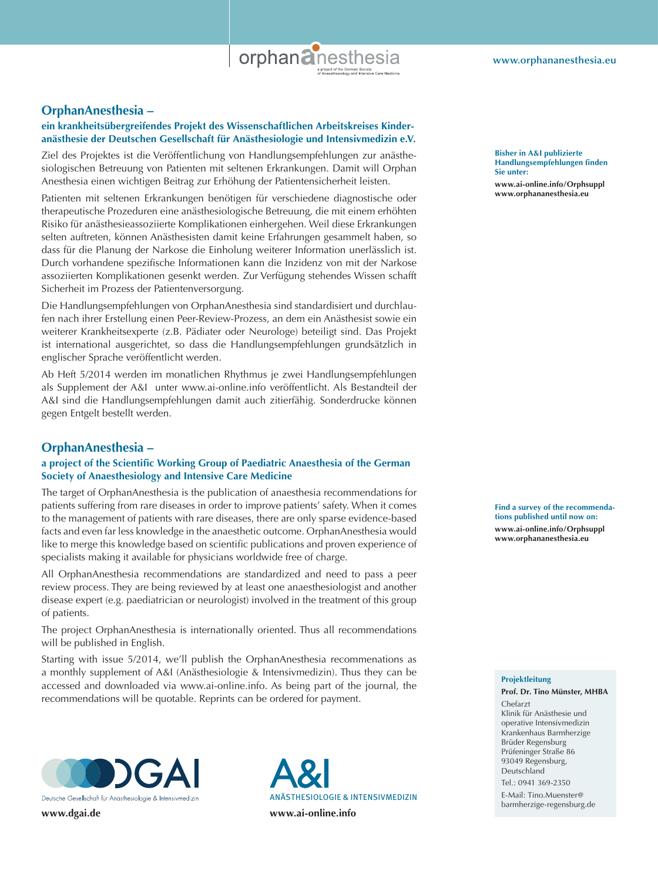orphananesthesia

a project of the German Society of Anaesthesiology and Intensive Care Medicine

www.orphananesthesia.eu

## OrphanAnesthesia –

### ein krankheitsübergreifendes Projekt des Wissenschaftlichen Arbeitskreises Kinderanästhesie der Deutschen Gesellschaft für Anästhesiologie und Intensivmedizin e.V.

Ziel des Projektes ist die Veröffentlichung von Handlungsempfehlungen zur anästhesiologischen Betreuung von Patienten mit seltenen Erkrankungen. Damit will Orphan Anesthesia einen wichtigen Beitrag zur Erhöhung der Patientensicherheit leisten.

Patienten mit seltenen Erkrankungen benötigen für verschiedene diagnostische oder therapeutische Prozeduren eine anästhesiologische Betreuung, die mit einem erhöhten Risiko für anästhesieassoziierte Komplikationen einhergehen. Weil diese Erkrankungen selten auftreten, können Anästhesisten damit keine Erfahrungen gesammelt haben, so dass für die Planung der Narkose die Einholung weiterer Information unerlässlich ist. Durch vorhandene spezifische Informationen kann die Inzidenz von mit der Narkose assoziierten Komplikationen gesenkt werden. Zur Verfügung stehendes Wissen schafft Sicherheit im Prozess der Patientenversorgung.

Die Handlungsempfehlungen von OrphanAnesthesia sind standardisiert und durchlaufen nach ihrer Erstellung einen Peer-Review-Prozess, an dem ein Anästhesist sowie ein weiterer Krankheitsexperte (z.B. Pädiater oder Neurologe) beteiligt sind. Das Projekt ist international ausgerichtet, so dass die Handlungsempfehlungen grundsätzlich in englischer Sprache veröffentlicht werden.

Ab Heft 5/2014 werden im monatlichen Rhythmus je zwei Handlungsempfehlungen als Supplement der A&I unter www.ai-online.info veröffentlicht. Als Bestandteil der A&I sind die Handlungsempfehlungen damit auch zitierfähig. Sonderdrucke können gegen Entgelt bestellt werden.

**Bisher in A&I publizierte Handlungsempfehlungen finden Sie unter:**

**www.ai-online.info/Orphsuppl**
**www.orphananesthesia.eu**

## OrphanAnesthesia –

### a project of the Scientific Working Group of Paediatric Anaesthesia of the German Society of Anaesthesiology and Intensive Care Medicine

The target of OrphanAnesthesia is the publication of anaesthesia recommendations for patients suffering from rare diseases in order to improve patients' safety. When it comes to the management of patients with rare diseases, there are only sparse evidence-based facts and even far less knowledge in the anaesthetic outcome. OrphanAnesthesia would like to merge this knowledge based on scientific publications and proven experience of specialists making it available for physicians worldwide free of charge.

All OrphanAnesthesia recommendations are standardized and need to pass a peer review process. They are being reviewed by at least one anaesthesiologist and another disease expert (e.g. paediatrician or neurologist) involved in the treatment of this group of patients.

The project OrphanAnesthesia is internationally oriented. Thus all recommendations will be published in English.

Starting with issue 5/2014, we'll publish the OrphanAnesthesia recommenations as a monthly supplement of A&I (Anästhesiologie & Intensivmedizin). Thus they can be accessed and downloaded via www.ai-online.info. As being part of the journal, the recommendations will be quotable. Reprints can be ordered for payment.

**Find a survey of the recommendations published until now on:**

**www.ai-online.info/Orphsuppl**
**www.orphananesthesia.eu**

**Projektleitung**

**Prof. Dr. Tino Münster, MHBA**
Chefarzt
Klinik für Anästhesie und operative Intensivmedizin
Krankenhaus Barmherzige Brüder Regensburg
Prüfeninger Straße 86
93049 Regensburg,
Deutschland

Tel.: 0941 369-2350

E-Mail: Tino.Muenster@barmherzige-regensburg.de

DGAI – Deutsche Gesellschaft für Anästhesiologie & Intensivmedizin

**www.dgai.de**

A&I – ANÄSTHESIOLOGIE & INTENSIVMEDIZIN

**www.ai-online.info**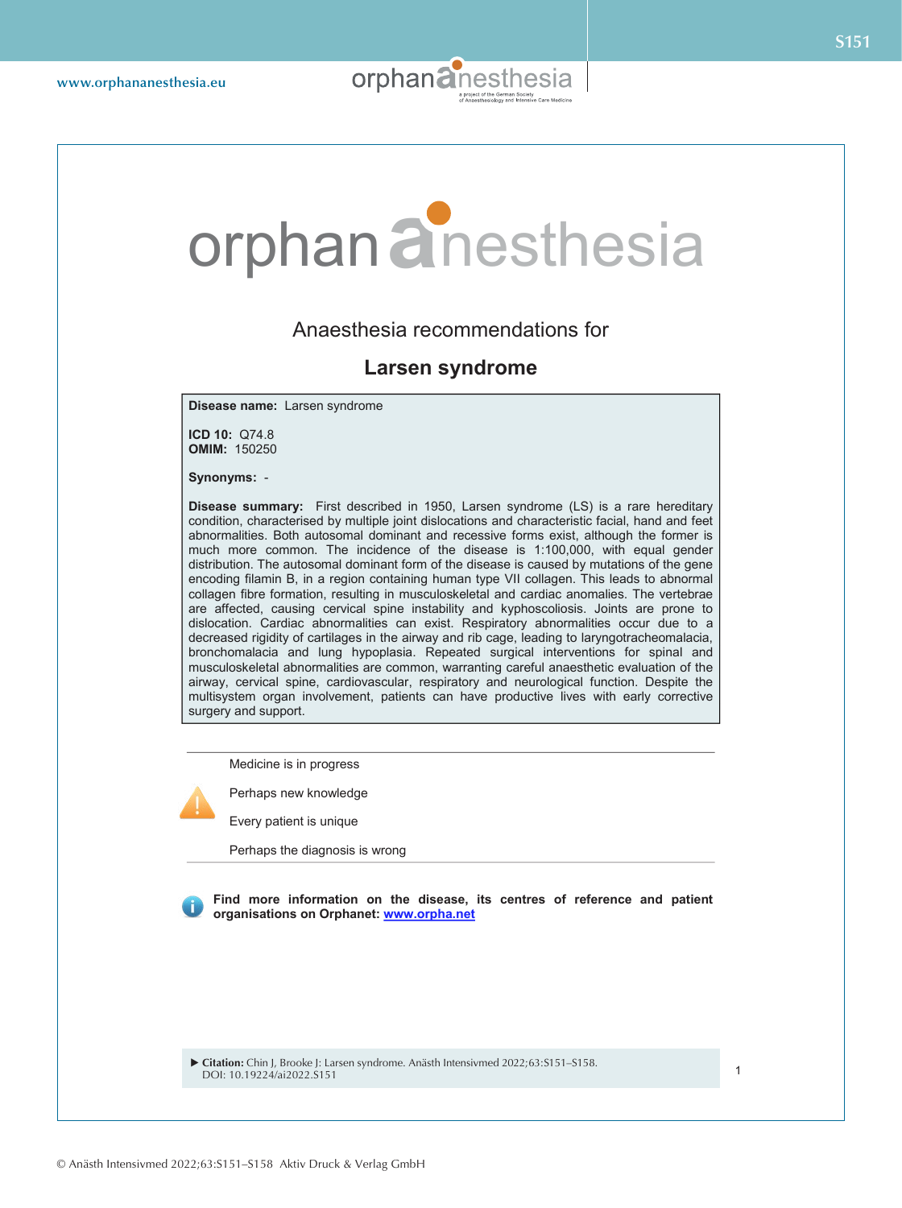# orphananesthesia

Anaesthesia recommendations for

## Larsen syndrome

**Disease name:** Larsen syndrome

**ICD 10:** Q74.8
**OMIM:** 150250

**Synonyms:** -

**Disease summary:** First described in 1950, Larsen syndrome (LS) is a rare hereditary condition, characterised by multiple joint dislocations and characteristic facial, hand and feet abnormalities. Both autosomal dominant and recessive forms exist, although the former is much more common. The incidence of the disease is 1:100,000, with equal gender distribution. The autosomal dominant form of the disease is caused by mutations of the gene encoding filamin B, in a region containing human type VII collagen. This leads to abnormal collagen fibre formation, resulting in musculoskeletal and cardiac anomalies. The vertebrae are affected, causing cervical spine instability and kyphoscoliosis. Joints are prone to dislocation. Cardiac abnormalities can exist. Respiratory abnormalities occur due to a decreased rigidity of cartilages in the airway and rib cage, leading to laryngotracheomalacia, bronchomalacia and lung hypoplasia. Repeated surgical interventions for spinal and musculoskeletal abnormalities are common, warranting careful anaesthetic evaluation of the airway, cervical spine, cardiovascular, respiratory and neurological function. Despite the multisystem organ involvement, patients can have productive lives with early corrective surgery and support.

Medicine is in progress

Perhaps new knowledge

Every patient is unique

Perhaps the diagnosis is wrong

**Find more information on the disease, its centres of reference and patient organisations on Orphanet: [www.orpha.net](http://www.orpha.net)**

▶ **Citation:** Chin J, Brooke J: Larsen syndrome. Anästh Intensivmed 2022;63:S151–S158. DOI: 10.19224/ai2022.S151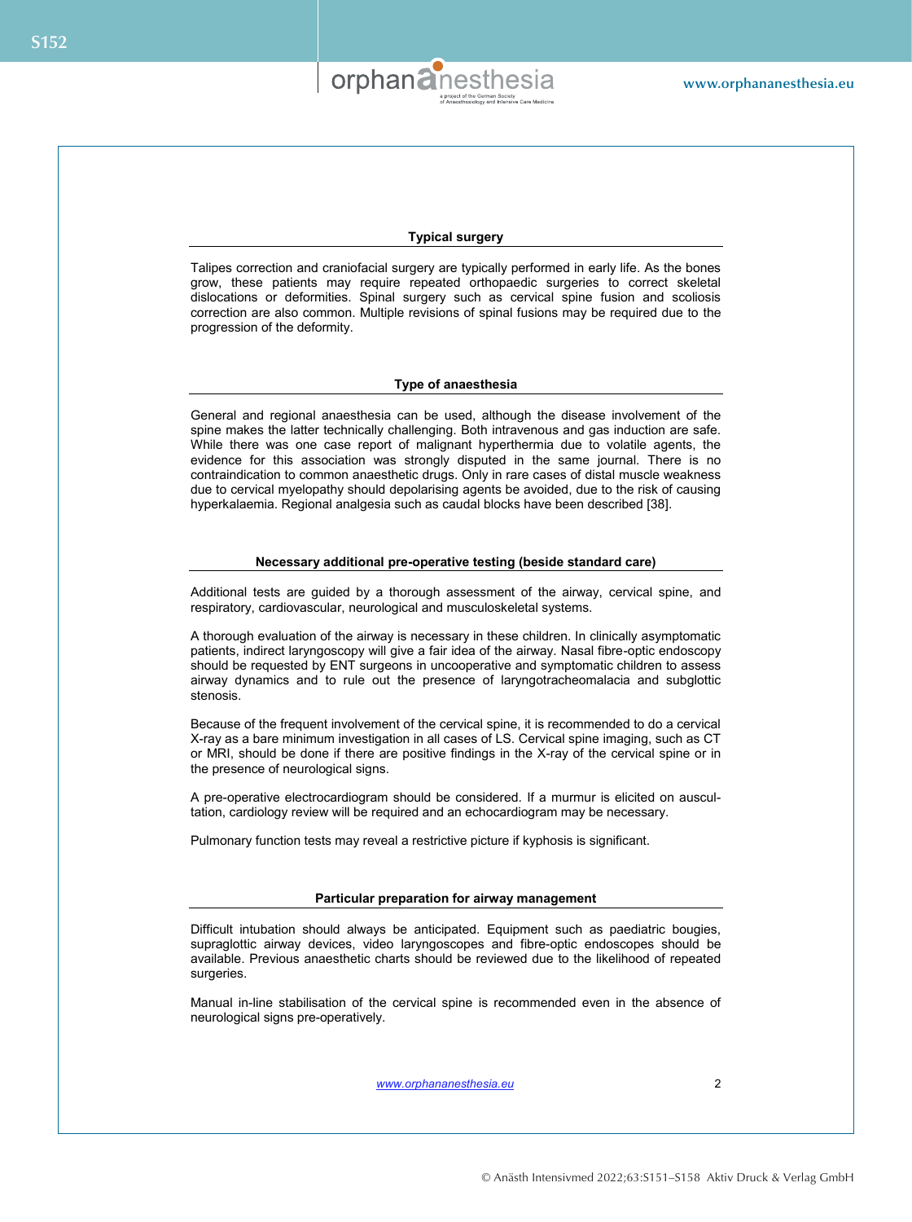## Typical surgery

Talipes correction and craniofacial surgery are typically performed in early life. As the bones grow, these patients may require repeated orthopaedic surgeries to correct skeletal dislocations or deformities. Spinal surgery such as cervical spine fusion and scoliosis correction are also common. Multiple revisions of spinal fusions may be required due to the progression of the deformity.

## Type of anaesthesia

General and regional anaesthesia can be used, although the disease involvement of the spine makes the latter technically challenging. Both intravenous and gas induction are safe. While there was one case report of malignant hyperthermia due to volatile agents, the evidence for this association was strongly disputed in the same journal. There is no contraindication to common anaesthetic drugs. Only in rare cases of distal muscle weakness due to cervical myelopathy should depolarising agents be avoided, due to the risk of causing hyperkalaemia. Regional analgesia such as caudal blocks have been described [38].

## Necessary additional pre-operative testing (beside standard care)

Additional tests are guided by a thorough assessment of the airway, cervical spine, and respiratory, cardiovascular, neurological and musculoskeletal systems.

A thorough evaluation of the airway is necessary in these children. In clinically asymptomatic patients, indirect laryngoscopy will give a fair idea of the airway. Nasal fibre-optic endoscopy should be requested by ENT surgeons in uncooperative and symptomatic children to assess airway dynamics and to rule out the presence of laryngotracheomalacia and subglottic stenosis.

Because of the frequent involvement of the cervical spine, it is recommended to do a cervical X-ray as a bare minimum investigation in all cases of LS. Cervical spine imaging, such as CT or MRI, should be done if there are positive findings in the X-ray of the cervical spine or in the presence of neurological signs.

A pre-operative electrocardiogram should be considered. If a murmur is elicited on auscultation, cardiology review will be required and an echocardiogram may be necessary.

Pulmonary function tests may reveal a restrictive picture if kyphosis is significant.

## Particular preparation for airway management

Difficult intubation should always be anticipated. Equipment such as paediatric bougies, supraglottic airway devices, video laryngoscopes and fibre-optic endoscopes should be available. Previous anaesthetic charts should be reviewed due to the likelihood of repeated surgeries.

Manual in-line stabilisation of the cervical spine is recommended even in the absence of neurological signs pre-operatively.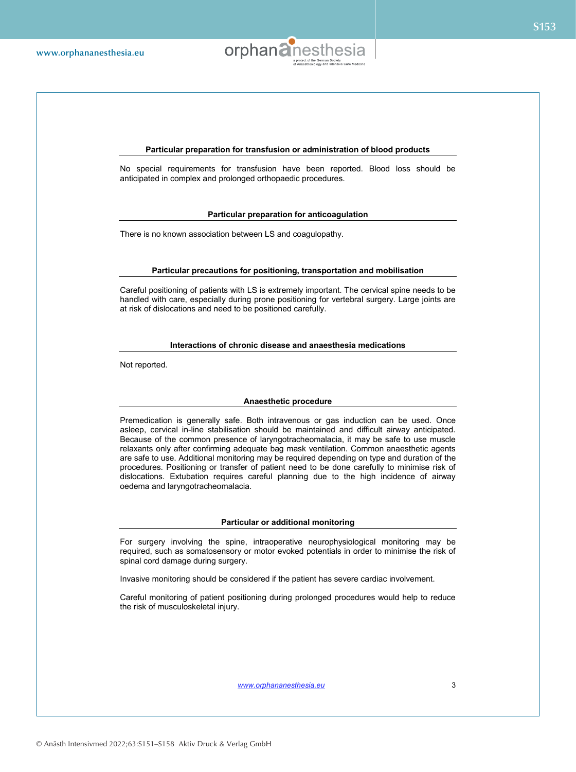## Particular preparation for transfusion or administration of blood products

No special requirements for transfusion have been reported. Blood loss should be anticipated in complex and prolonged orthopaedic procedures.

## Particular preparation for anticoagulation

There is no known association between LS and coagulopathy.

## Particular precautions for positioning, transportation and mobilisation

Careful positioning of patients with LS is extremely important. The cervical spine needs to be handled with care, especially during prone positioning for vertebral surgery. Large joints are at risk of dislocations and need to be positioned carefully.

## Interactions of chronic disease and anaesthesia medications

Not reported.

## Anaesthetic procedure

Premedication is generally safe. Both intravenous or gas induction can be used. Once asleep, cervical in-line stabilisation should be maintained and difficult airway anticipated. Because of the common presence of laryngotracheomalacia, it may be safe to use muscle relaxants only after confirming adequate bag mask ventilation. Common anaesthetic agents are safe to use. Additional monitoring may be required depending on type and duration of the procedures. Positioning or transfer of patient need to be done carefully to minimise risk of dislocations. Extubation requires careful planning due to the high incidence of airway oedema and laryngotracheomalacia.

## Particular or additional monitoring

For surgery involving the spine, intraoperative neurophysiological monitoring may be required, such as somatosensory or motor evoked potentials in order to minimise the risk of spinal cord damage during surgery.

Invasive monitoring should be considered if the patient has severe cardiac involvement.

Careful monitoring of patient positioning during prolonged procedures would help to reduce the risk of musculoskeletal injury.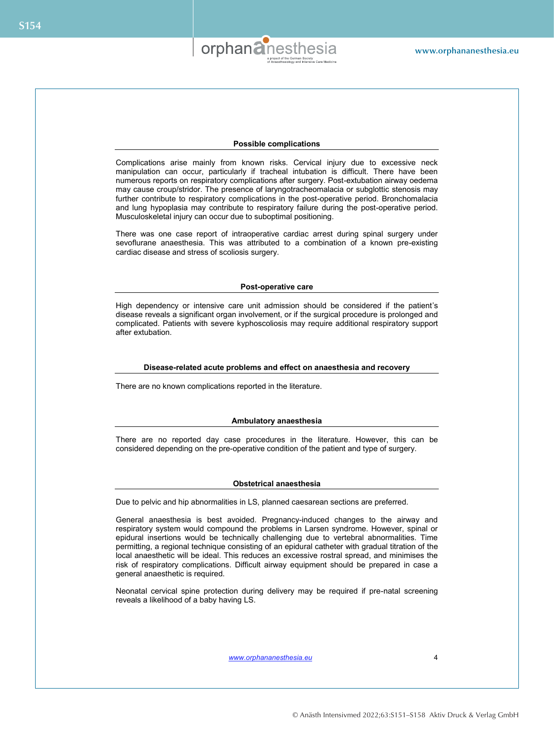## Possible complications

Complications arise mainly from known risks. Cervical injury due to excessive neck manipulation can occur, particularly if tracheal intubation is difficult. There have been numerous reports on respiratory complications after surgery. Post-extubation airway oedema may cause croup/stridor. The presence of laryngotracheomalacia or subglottic stenosis may further contribute to respiratory complications in the post-operative period. Bronchomalacia and lung hypoplasia may contribute to respiratory failure during the post-operative period. Musculoskeletal injury can occur due to suboptimal positioning.

There was one case report of intraoperative cardiac arrest during spinal surgery under sevoflurane anaesthesia. This was attributed to a combination of a known pre-existing cardiac disease and stress of scoliosis surgery.

## Post-operative care

High dependency or intensive care unit admission should be considered if the patient's disease reveals a significant organ involvement, or if the surgical procedure is prolonged and complicated. Patients with severe kyphoscoliosis may require additional respiratory support after extubation.

## Disease-related acute problems and effect on anaesthesia and recovery

There are no known complications reported in the literature.

## Ambulatory anaesthesia

There are no reported day case procedures in the literature. However, this can be considered depending on the pre-operative condition of the patient and type of surgery.

## Obstetrical anaesthesia

Due to pelvic and hip abnormalities in LS, planned caesarean sections are preferred.

General anaesthesia is best avoided. Pregnancy-induced changes to the airway and respiratory system would compound the problems in Larsen syndrome. However, spinal or epidural insertions would be technically challenging due to vertebral abnormalities. Time permitting, a regional technique consisting of an epidural catheter with gradual titration of the local anaesthetic will be ideal. This reduces an excessive rostral spread, and minimises the risk of respiratory complications. Difficult airway equipment should be prepared in case a general anaesthetic is required.

Neonatal cervical spine protection during delivery may be required if pre-natal screening reveals a likelihood of a baby having LS.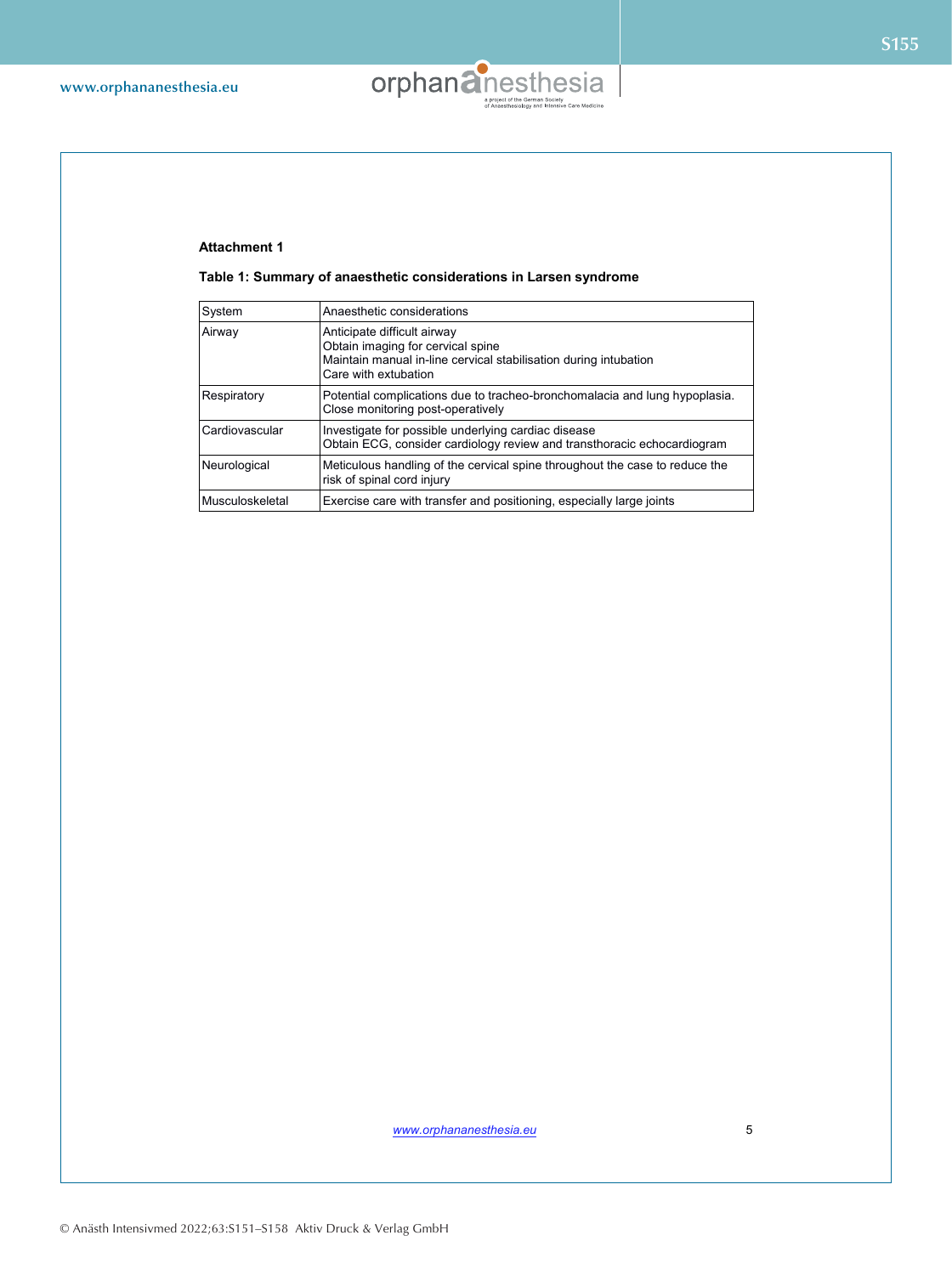**Attachment 1**

**Table 1: Summary of anaesthetic considerations in Larsen syndrome**

| System | Anaesthetic considerations |
|---|---|
| Airway | Anticipate difficult airway<br>Obtain imaging for cervical spine<br>Maintain manual in-line cervical stabilisation during intubation<br>Care with extubation |
| Respiratory | Potential complications due to tracheo-bronchomalacia and lung hypoplasia.<br>Close monitoring post-operatively |
| Cardiovascular | Investigate for possible underlying cardiac disease<br>Obtain ECG, consider cardiology review and transthoracic echocardiogram |
| Neurological | Meticulous handling of the cervical spine throughout the case to reduce the risk of spinal cord injury |
| Musculoskeletal | Exercise care with transfer and positioning, especially large joints |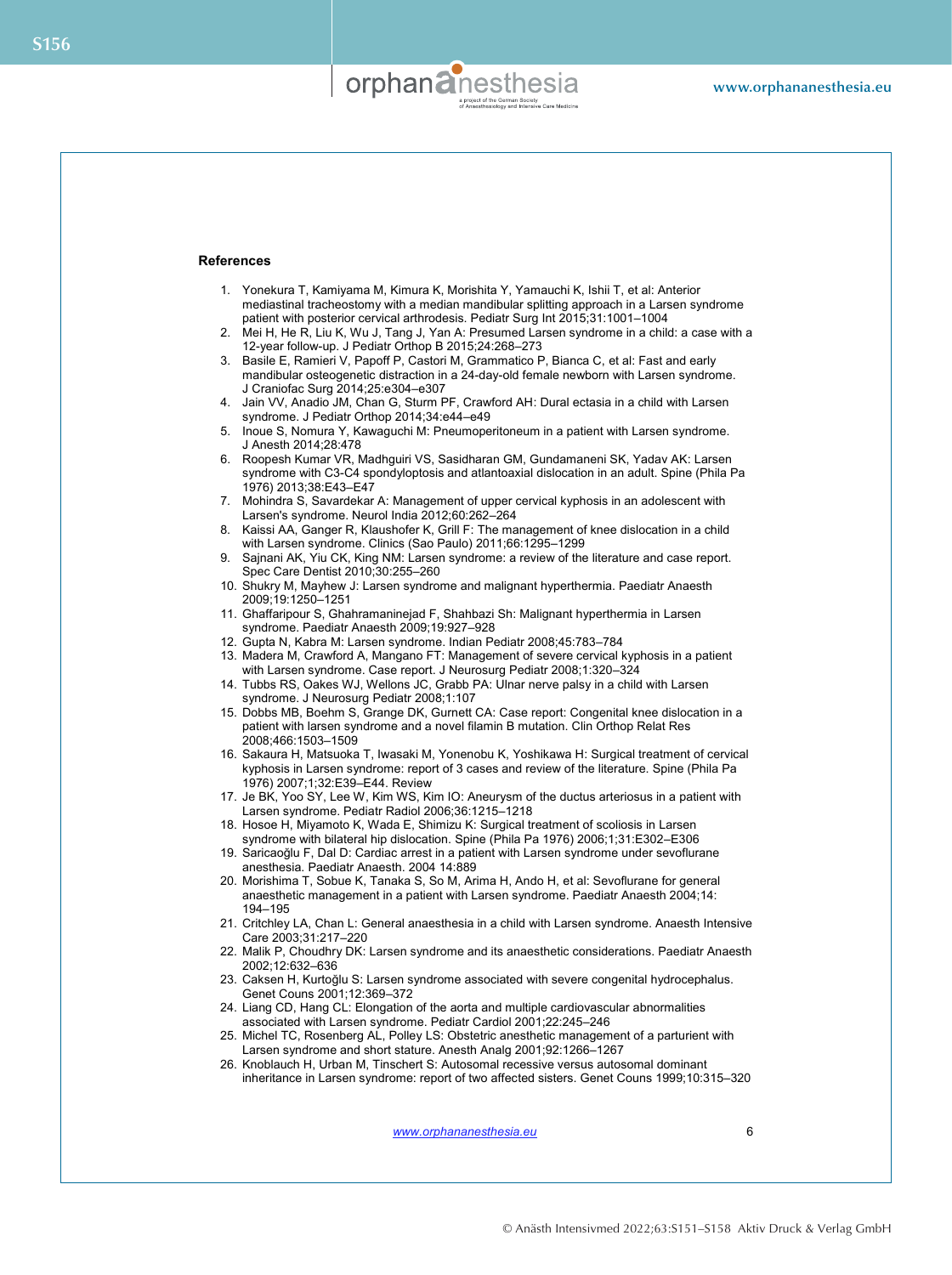## References

1. Yonekura T, Kamiyama M, Kimura K, Morishita Y, Yamauchi K, Ishii T, et al: Anterior mediastinal tracheostomy with a median mandibular splitting approach in a Larsen syndrome patient with posterior cervical arthrodesis. Pediatr Surg Int 2015;31:1001–1004
2. Mei H, He R, Liu K, Wu J, Tang J, Yan A: Presumed Larsen syndrome in a child: a case with a 12-year follow-up. J Pediatr Orthop B 2015;24:268–273
3. Basile E, Ramieri V, Papoff P, Castori M, Grammatico P, Bianca C, et al: Fast and early mandibular osteogenetic distraction in a 24-day-old female newborn with Larsen syndrome. J Craniofac Surg 2014;25:e304–e307
4. Jain VV, Anadio JM, Chan G, Sturm PF, Crawford AH: Dural ectasia in a child with Larsen syndrome. J Pediatr Orthop 2014;34:e44–e49
5. Inoue S, Nomura Y, Kawaguchi M: Pneumoperitoneum in a patient with Larsen syndrome. J Anesth 2014;28:478
6. Roopesh Kumar VR, Madhguiri VS, Sasidharan GM, Gundamaneni SK, Yadav AK: Larsen syndrome with C3-C4 spondyloptosis and atlantoaxial dislocation in an adult. Spine (Phila Pa 1976) 2013;38:E43–E47
7. Mohindra S, Savardekar A: Management of upper cervical kyphosis in an adolescent with Larsen's syndrome. Neurol India 2012;60:262–264
8. Kaissi AA, Ganger R, Klaushofer K, Grill F: The management of knee dislocation in a child with Larsen syndrome. Clinics (Sao Paulo) 2011;66:1295–1299
9. Sajnani AK, Yiu CK, King NM: Larsen syndrome: a review of the literature and case report. Spec Care Dentist 2010;30:255–260
10. Shukry M, Mayhew J: Larsen syndrome and malignant hyperthermia. Paediatr Anaesth 2009;19:1250–1251
11. Ghaffaripour S, Ghahramaninejad F, Shahbazi Sh: Malignant hyperthermia in Larsen syndrome. Paediatr Anaesth 2009;19:927–928
12. Gupta N, Kabra M: Larsen syndrome. Indian Pediatr 2008;45:783–784
13. Madera M, Crawford A, Mangano FT: Management of severe cervical kyphosis in a patient with Larsen syndrome. Case report. J Neurosurg Pediatr 2008;1:320–324
14. Tubbs RS, Oakes WJ, Wellons JC, Grabb PA: Ulnar nerve palsy in a child with Larsen syndrome. J Neurosurg Pediatr 2008;1:107
15. Dobbs MB, Boehm S, Grange DK, Gurnett CA: Case report: Congenital knee dislocation in a patient with larsen syndrome and a novel filamin B mutation. Clin Orthop Relat Res 2008;466:1503–1509
16. Sakaura H, Matsuoka T, Iwasaki M, Yonenobu K, Yoshikawa H: Surgical treatment of cervical kyphosis in Larsen syndrome: report of 3 cases and review of the literature. Spine (Phila Pa 1976) 2007;1;32:E39–E44. Review
17. Je BK, Yoo SY, Lee W, Kim WS, Kim IO: Aneurysm of the ductus arteriosus in a patient with Larsen syndrome. Pediatr Radiol 2006;36:1215–1218
18. Hosoe H, Miyamoto K, Wada E, Shimizu K: Surgical treatment of scoliosis in Larsen syndrome with bilateral hip dislocation. Spine (Phila Pa 1976) 2006;1;31:E302–E306
19. Saricaoğlu F, Dal D: Cardiac arrest in a patient with Larsen syndrome under sevoflurane anesthesia. Paediatr Anaesth. 2004 14:889
20. Morishima T, Sobue K, Tanaka S, So M, Arima H, Ando H, et al: Sevoflurane for general anaesthetic management in a patient with Larsen syndrome. Paediatr Anaesth 2004;14: 194–195
21. Critchley LA, Chan L: General anaesthesia in a child with Larsen syndrome. Anaesth Intensive Care 2003;31:217–220
22. Malik P, Choudhry DK: Larsen syndrome and its anaesthetic considerations. Paediatr Anaesth 2002;12:632–636
23. Caksen H, Kurtoğlu S: Larsen syndrome associated with severe congenital hydrocephalus. Genet Couns 2001;12:369–372
24. Liang CD, Hang CL: Elongation of the aorta and multiple cardiovascular abnormalities associated with Larsen syndrome. Pediatr Cardiol 2001;22:245–246
25. Michel TC, Rosenberg AL, Polley LS: Obstetric anesthetic management of a parturient with Larsen syndrome and short stature. Anesth Analg 2001;92:1266–1267
26. Knoblauch H, Urban M, Tinschert S: Autosomal recessive versus autosomal dominant inheritance in Larsen syndrome: report of two affected sisters. Genet Couns 1999;10:315–320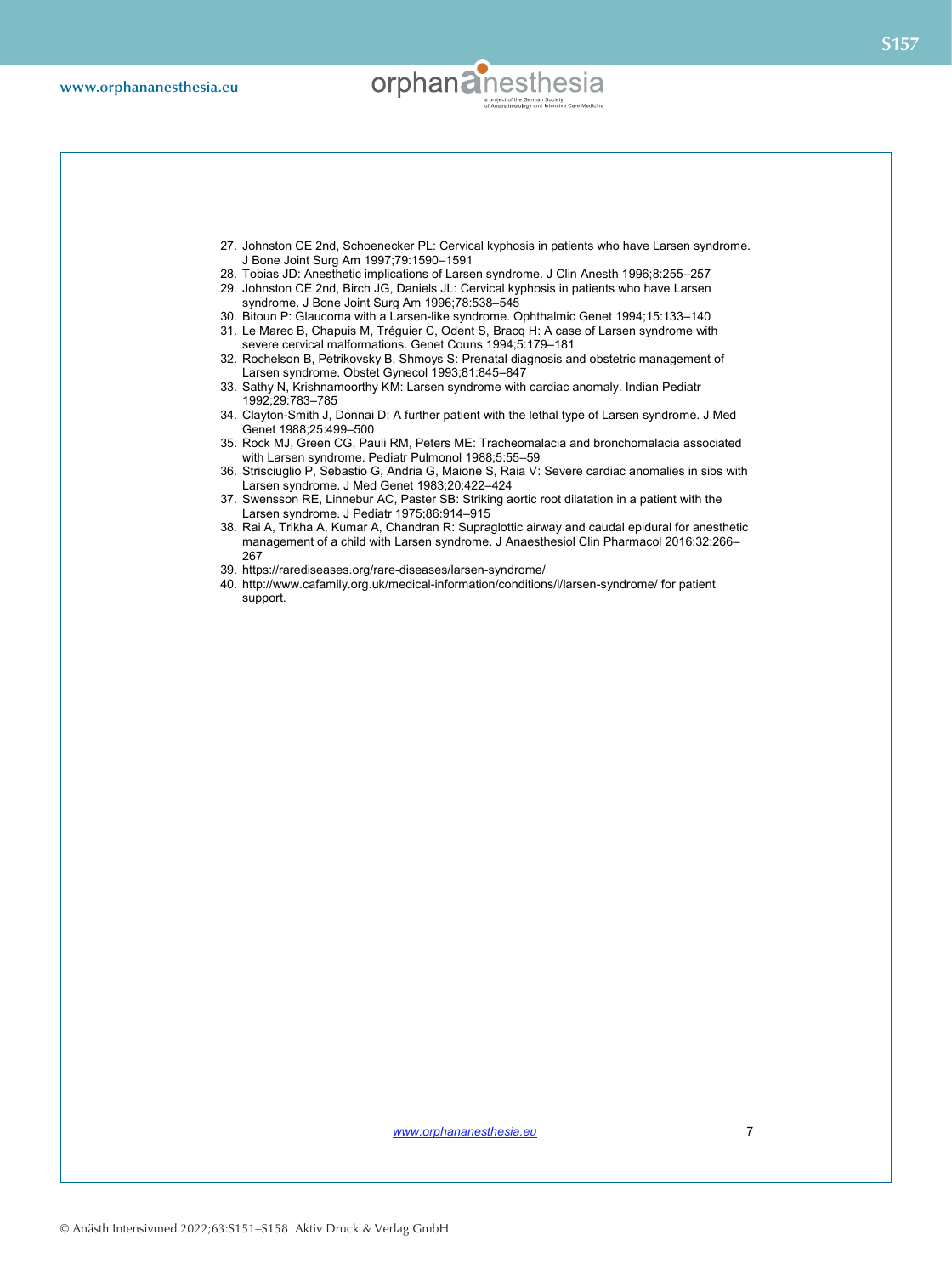27. Johnston CE 2nd, Schoenecker PL: Cervical kyphosis in patients who have Larsen syndrome. J Bone Joint Surg Am 1997;79:1590–1591
28. Tobias JD: Anesthetic implications of Larsen syndrome. J Clin Anesth 1996;8:255–257
29. Johnston CE 2nd, Birch JG, Daniels JL: Cervical kyphosis in patients who have Larsen syndrome. J Bone Joint Surg Am 1996;78:538–545
30. Bitoun P: Glaucoma with a Larsen-like syndrome. Ophthalmic Genet 1994;15:133–140
31. Le Marec B, Chapuis M, Tréguier C, Odent S, Bracq H: A case of Larsen syndrome with severe cervical malformations. Genet Couns 1994;5:179–181
32. Rochelson B, Petrikovsky B, Shmoys S: Prenatal diagnosis and obstetric management of Larsen syndrome. Obstet Gynecol 1993;81:845–847
33. Sathy N, Krishnamoorthy KM: Larsen syndrome with cardiac anomaly. Indian Pediatr 1992;29:783–785
34. Clayton-Smith J, Donnai D: A further patient with the lethal type of Larsen syndrome. J Med Genet 1988;25:499–500
35. Rock MJ, Green CG, Pauli RM, Peters ME: Tracheomalacia and bronchomalacia associated with Larsen syndrome. Pediatr Pulmonol 1988;5:55–59
36. Strisciuglio P, Sebastio G, Andria G, Maione S, Raia V: Severe cardiac anomalies in sibs with Larsen syndrome. J Med Genet 1983;20:422–424
37. Swensson RE, Linnebur AC, Paster SB: Striking aortic root dilatation in a patient with the Larsen syndrome. J Pediatr 1975;86:914–915
38. Rai A, Trikha A, Kumar A, Chandran R: Supraglottic airway and caudal epidural for anesthetic management of a child with Larsen syndrome. J Anaesthesiol Clin Pharmacol 2016;32:266–267
39. https://rarediseases.org/rare-diseases/larsen-syndrome/
40. http://www.cafamily.org.uk/medical-information/conditions/l/larsen-syndrome/ for patient support.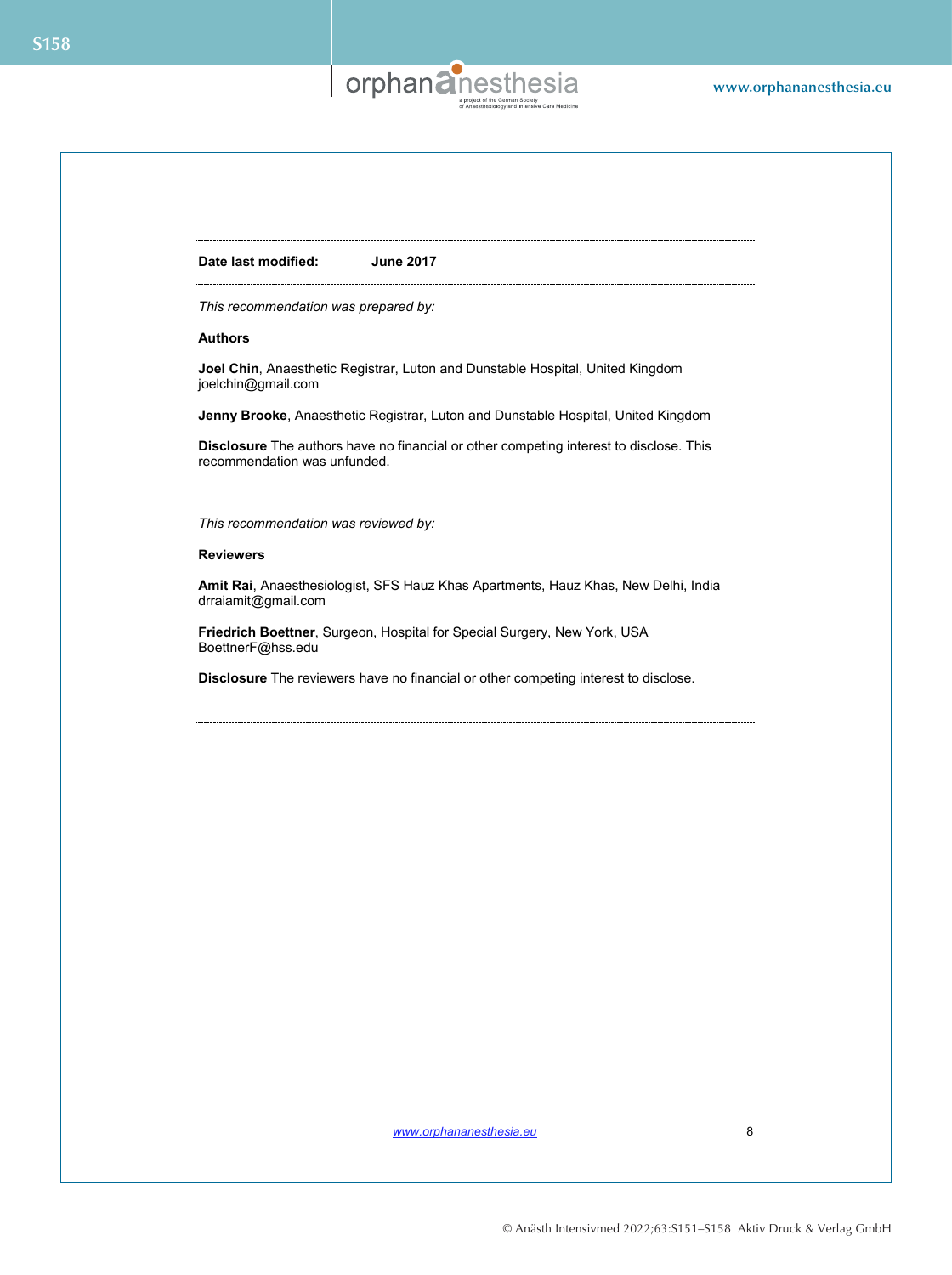**Date last modified:** June 2017

*This recommendation was prepared by:*

**Authors**

**Joel Chin**, Anaesthetic Registrar, Luton and Dunstable Hospital, United Kingdom
joelchin@gmail.com

**Jenny Brooke**, Anaesthetic Registrar, Luton and Dunstable Hospital, United Kingdom

**Disclosure** The authors have no financial or other competing interest to disclose. This recommendation was unfunded.

*This recommendation was reviewed by:*

**Reviewers**

**Amit Rai**, Anaesthesiologist, SFS Hauz Khas Apartments, Hauz Khas, New Delhi, India
drraiamit@gmail.com

**Friedrich Boettner**, Surgeon, Hospital for Special Surgery, New York, USA
BoettnerF@hss.edu

**Disclosure** The reviewers have no financial or other competing interest to disclose.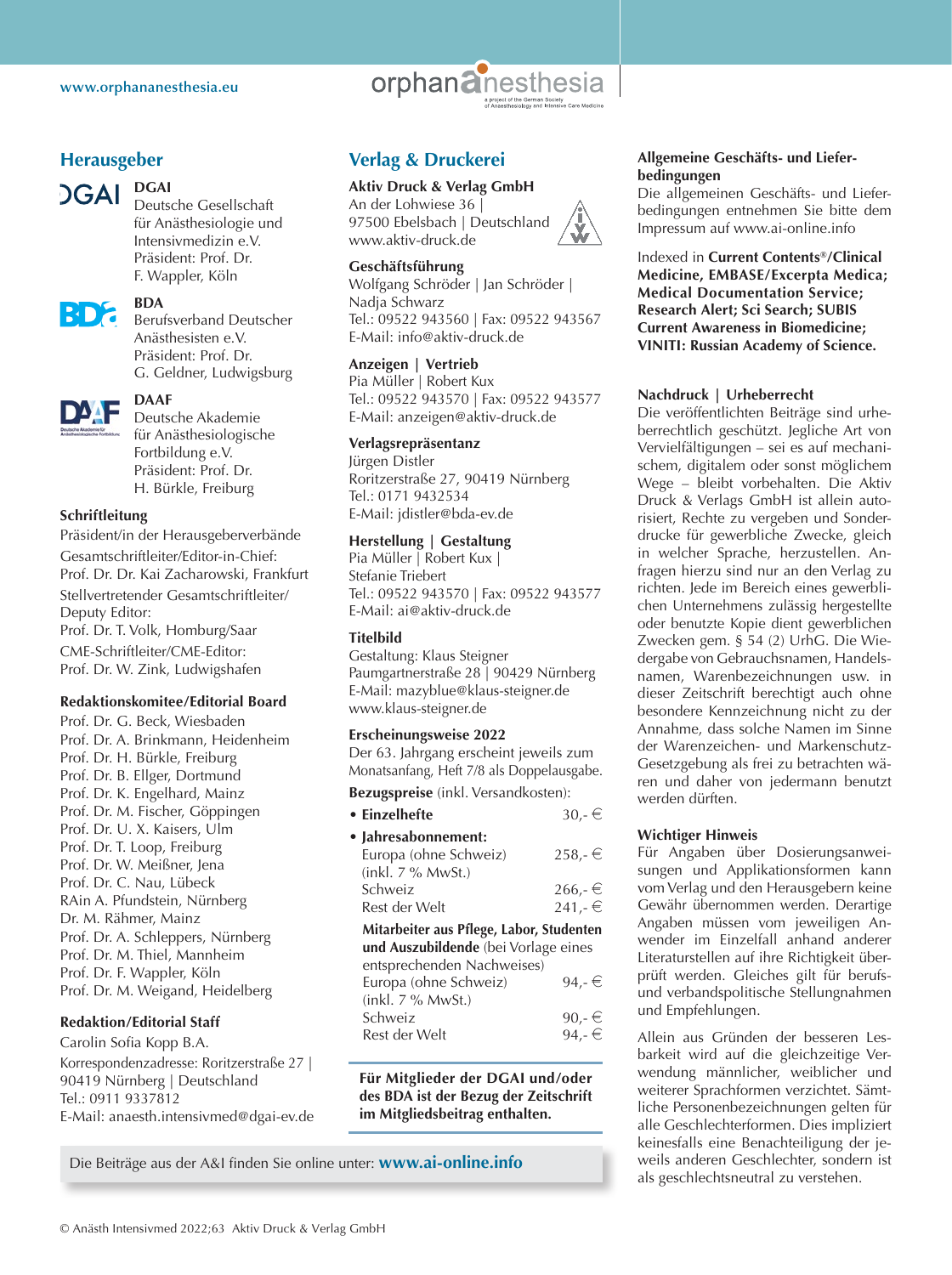## Herausgeber

**DGAI**
Deutsche Gesellschaft für Anästhesiologie und Intensivmedizin e.V.
Präsident: Prof. Dr. F. Wappler, Köln

**BDA**
Berufsverband Deutscher Anästhesisten e.V.
Präsident: Prof. Dr. G. Geldner, Ludwigsburg

**DAAF**
Deutsche Akademie für Anästhesiologische Fortbildung e.V.
Präsident: Prof. Dr. H. Bürkle, Freiburg

**Schriftleitung**
Präsident/in der Herausgeberverbände
Gesamtschriftleiter/Editor-in-Chief:
Prof. Dr. Dr. Kai Zacharowski, Frankfurt
Stellvertretender Gesamtschriftleiter/Deputy Editor:
Prof. Dr. T. Volk, Homburg/Saar
CME-Schriftleiter/CME-Editor:
Prof. Dr. W. Zink, Ludwigshafen

**Redaktionskomitee/Editorial Board**
Prof. Dr. G. Beck, Wiesbaden
Prof. Dr. A. Brinkmann, Heidenheim
Prof. Dr. H. Bürkle, Freiburg
Prof. Dr. B. Ellger, Dortmund
Prof. Dr. K. Engelhard, Mainz
Prof. Dr. M. Fischer, Göppingen
Prof. Dr. U. X. Kaisers, Ulm
Prof. Dr. T. Loop, Freiburg
Prof. Dr. W. Meißner, Jena
Prof. Dr. C. Nau, Lübeck
RAin A. Pfundstein, Nürnberg
Dr. M. Rähmer, Mainz
Prof. Dr. A. Schleppers, Nürnberg
Prof. Dr. M. Thiel, Mannheim
Prof. Dr. F. Wappler, Köln
Prof. Dr. M. Weigand, Heidelberg

**Redaktion/Editorial Staff**
Carolin Sofia Kopp B.A.
Korrespondenzadresse: Roritzerstraße 27 | 90419 Nürnberg | Deutschland
Tel.: 0911 9337812
E-Mail: anaesth.intensivmed@dgai-ev.de

## Verlag & Druckerei

**Aktiv Druck & Verlag GmbH**
An der Lohwiese 36 | 97500 Ebelsbach | Deutschland
www.aktiv-druck.de

**Geschäftsführung**
Wolfgang Schröder | Jan Schröder | Nadja Schwarz
Tel.: 09522 943560 | Fax: 09522 943567
E-Mail: info@aktiv-druck.de

**Anzeigen | Vertrieb**
Pia Müller | Robert Kux
Tel.: 09522 943570 | Fax: 09522 943577
E-Mail: anzeigen@aktiv-druck.de

**Verlagsrepräsentanz**
Jürgen Distler
Roritzerstraße 27, 90419 Nürnberg
Tel.: 0171 9432534
E-Mail: jdistler@bda-ev.de

**Herstellung | Gestaltung**
Pia Müller | Robert Kux | Stefanie Triebert
Tel.: 09522 943570 | Fax: 09522 943577
E-Mail: ai@aktiv-druck.de

**Titelbild**
Gestaltung: Klaus Steigner
Paumgartnerstraße 28 | 90429 Nürnberg
E-Mail: mazyblue@klaus-steigner.de
www.klaus-steigner.de

**Erscheinungsweise 2022**
Der 63. Jahrgang erscheint jeweils zum Monatsanfang, Heft 7/8 als Doppelausgabe.

**Bezugspreise** (inkl. Versandkosten):

- **Einzelhefte** 30,- €
- **Jahresabonnement:**
  Europa (ohne Schweiz) (inkl. 7 % MwSt.) 258,- €
  Schweiz 266,- €
  Rest der Welt 241,- €

  **Mitarbeiter aus Pflege, Labor, Studenten und Auszubildende** (bei Vorlage eines entsprechenden Nachweises)
  Europa (ohne Schweiz) (inkl. 7 % MwSt.) 94,- €
  Schweiz 90,- €
  Rest der Welt 94,- €

**Für Mitglieder der DGAI und/oder des BDA ist der Bezug der Zeitschrift im Mitgliedsbeitrag enthalten.**

Die Beiträge aus der A&I finden Sie online unter: **www.ai-online.info**

**Allgemeine Geschäfts- und Lieferbedingungen**
Die allgemeinen Geschäfts- und Lieferbedingungen entnehmen Sie bitte dem Impressum auf www.ai-online.info

Indexed in **Current Contents®/Clinical Medicine, EMBASE/Excerpta Medica; Medical Documentation Service; Research Alert; Sci Search; SUBIS Current Awareness in Biomedicine; VINITI: Russian Academy of Science.**

**Nachdruck | Urheberrecht**
Die veröffentlichten Beiträge sind urheberrechtlich geschützt. Jegliche Art von Vervielfältigungen – sei es auf mechanischem, digitalem oder sonst möglichem Wege – bleibt vorbehalten. Die Aktiv Druck & Verlags GmbH ist allein autorisiert, Rechte zu vergeben und Sonderdrucke für gewerbliche Zwecke, gleich in welcher Sprache, herzustellen. Anfragen hierzu sind nur an den Verlag zu richten. Jede im Bereich eines gewerblichen Unternehmens zulässig hergestellte oder benutzte Kopie dient gewerblichen Zwecken gem. § 54 (2) UrhG. Die Wiedergabe von Gebrauchsnamen, Handelsnamen, Warenbezeichnungen usw. in dieser Zeitschrift berechtigt auch ohne besondere Kennzeichnung nicht zu der Annahme, dass solche Namen im Sinne der Warenzeichen- und Markenschutz-Gesetzgebung als frei zu betrachten wären und daher von jedermann benutzt werden dürften.

**Wichtiger Hinweis**
Für Angaben über Dosierungsanweisungen und Applikationsformen kann vom Verlag und den Herausgebern keine Gewähr übernommen werden. Derartige Angaben müssen vom jeweiligen Anwender im Einzelfall anhand anderer Literaturstellen auf ihre Richtigkeit überprüft werden. Gleiches gilt für berufs- und verbandspolitische Stellungnahmen und Empfehlungen.

Allein aus Gründen der besseren Lesbarkeit wird auf die gleichzeitige Verwendung männlicher, weiblicher und weiterer Sprachformen verzichtet. Sämtliche Personenbezeichnungen gelten für alle Geschlechterformen. Dies impliziert keinesfalls eine Benachteiligung der jeweils anderen Geschlechter, sondern ist als geschlechtsneutral zu verstehen.

© Anästh Intensivmed 2022;63 Aktiv Druck & Verlag GmbH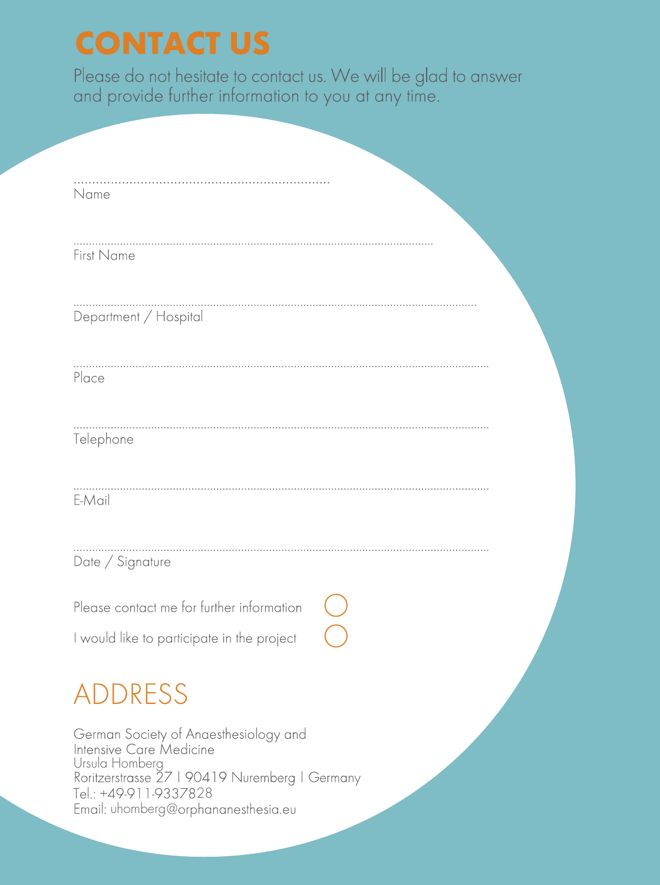# CONTACT US

Please do not hesitate to contact us. We will be glad to answer and provide further information to you at any time.

.....................................................................
Name

.....................................................................
First Name

.....................................................................
Department / Hospital

.....................................................................
Place

.....................................................................
Telephone

.....................................................................
E-Mail

.....................................................................
Date / Signature

Please contact me for further information ◯

I would like to participate in the project ◯

# ADDRESS

German Society of Anaesthesiology and
Intensive Care Medicine
Ursula Homberg
Roritzerstrasse 27 | 90419 Nuremberg | Germany
Tel.: +49-911-9337828
Email: uhomberg@orphananesthesia.eu